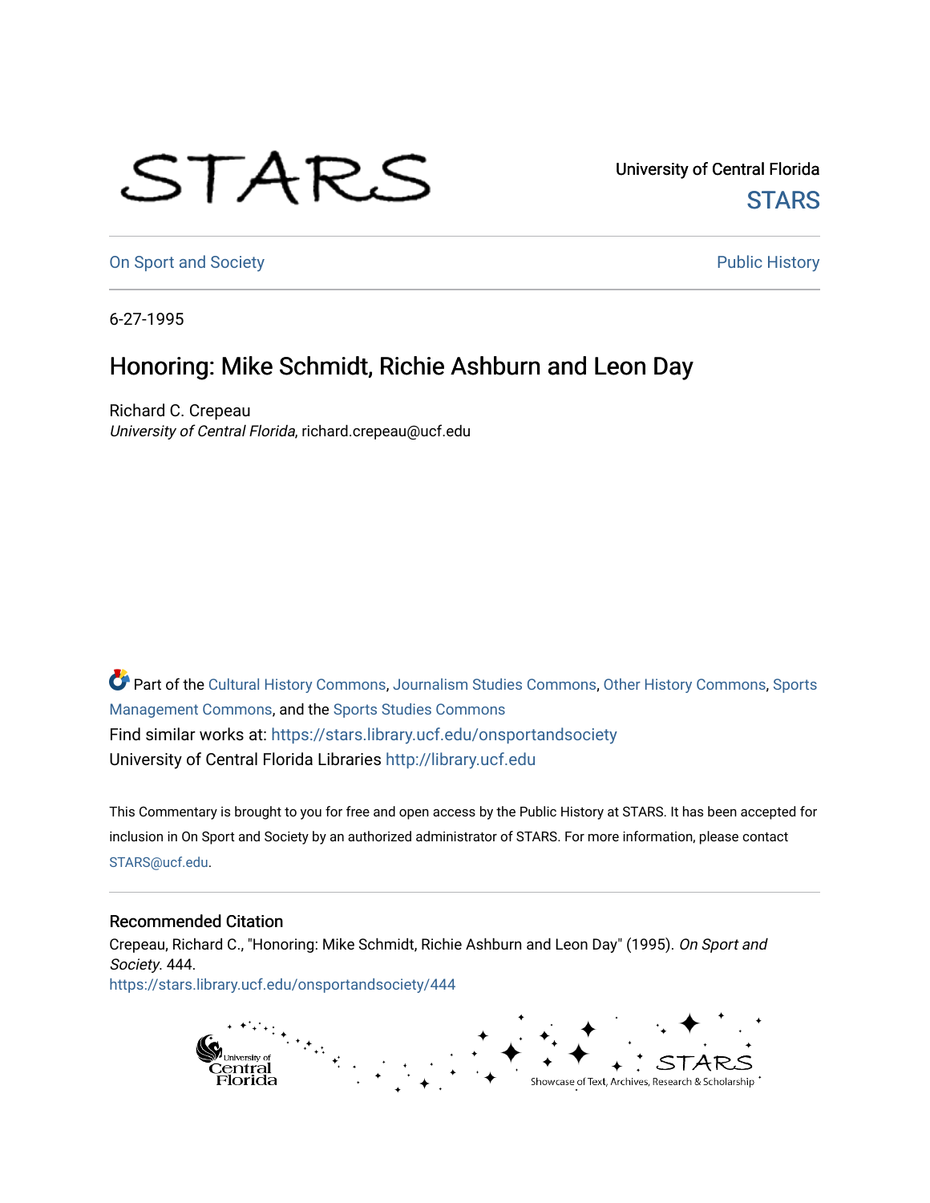University of Central Florida

STARS

On Sport and Society

Public History

6-27-1995

# Honoring: Mike Schmidt, Richie Ashburn and Leon Day

Richard C. Crepeau

*University of Central Florida*, richard.crepeau@ucf.edu

Part of the Cultural History Commons, Journalism Studies Commons, Other History Commons, Sports Management Commons, and the Sports Studies Commons

Find similar works at: https://stars.library.ucf.edu/onsportandsociety

University of Central Florida Libraries http://library.ucf.edu

This Commentary is brought to you for free and open access by the Public History at STARS. It has been accepted for inclusion in On Sport and Society by an authorized administrator of STARS. For more information, please contact STARS@ucf.edu.

## Recommended Citation

Crepeau, Richard C., "Honoring: Mike Schmidt, Richie Ashburn and Leon Day" (1995). *On Sport and Society*. 444.

https://stars.library.ucf.edu/onsportandsociety/444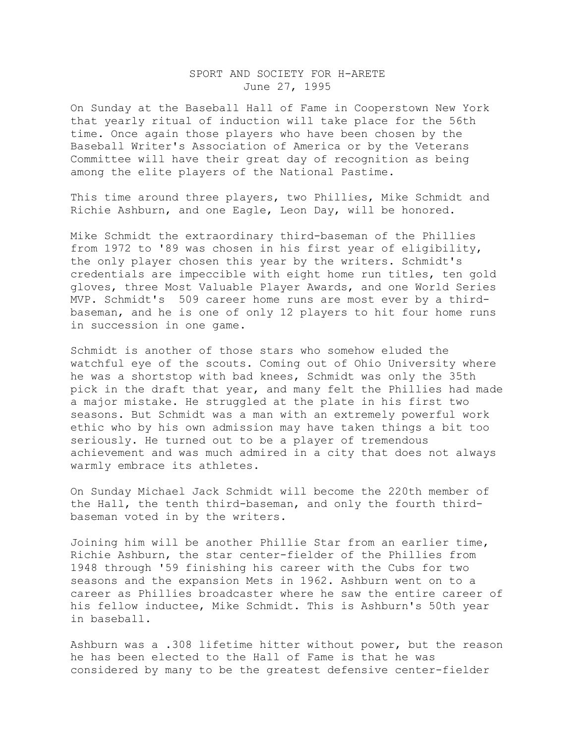SPORT AND SOCIETY FOR H-ARETE
June 27, 1995

On Sunday at the Baseball Hall of Fame in Cooperstown New York that yearly ritual of induction will take place for the 56th time. Once again those players who have been chosen by the Baseball Writer's Association of America or by the Veterans Committee will have their great day of recognition as being among the elite players of the National Pastime.

This time around three players, two Phillies, Mike Schmidt and Richie Ashburn, and one Eagle, Leon Day, will be honored.

Mike Schmidt the extraordinary third-baseman of the Phillies from 1972 to '89 was chosen in his first year of eligibility, the only player chosen this year by the writers. Schmidt's credentials are impeccible with eight home run titles, ten gold gloves, three Most Valuable Player Awards, and one World Series MVP. Schmidt's 509 career home runs are most ever by a third-baseman, and he is one of only 12 players to hit four home runs in succession in one game.

Schmidt is another of those stars who somehow eluded the watchful eye of the scouts. Coming out of Ohio University where he was a shortstop with bad knees, Schmidt was only the 35th pick in the draft that year, and many felt the Phillies had made a major mistake. He struggled at the plate in his first two seasons. But Schmidt was a man with an extremely powerful work ethic who by his own admission may have taken things a bit too seriously. He turned out to be a player of tremendous achievement and was much admired in a city that does not always warmly embrace its athletes.

On Sunday Michael Jack Schmidt will become the 220th member of the Hall, the tenth third-baseman, and only the fourth third-baseman voted in by the writers.

Joining him will be another Phillie Star from an earlier time, Richie Ashburn, the star center-fielder of the Phillies from 1948 through '59 finishing his career with the Cubs for two seasons and the expansion Mets in 1962. Ashburn went on to a career as Phillies broadcaster where he saw the entire career of his fellow inductee, Mike Schmidt. This is Ashburn's 50th year in baseball.

Ashburn was a .308 lifetime hitter without power, but the reason he has been elected to the Hall of Fame is that he was considered by many to be the greatest defensive center-fielder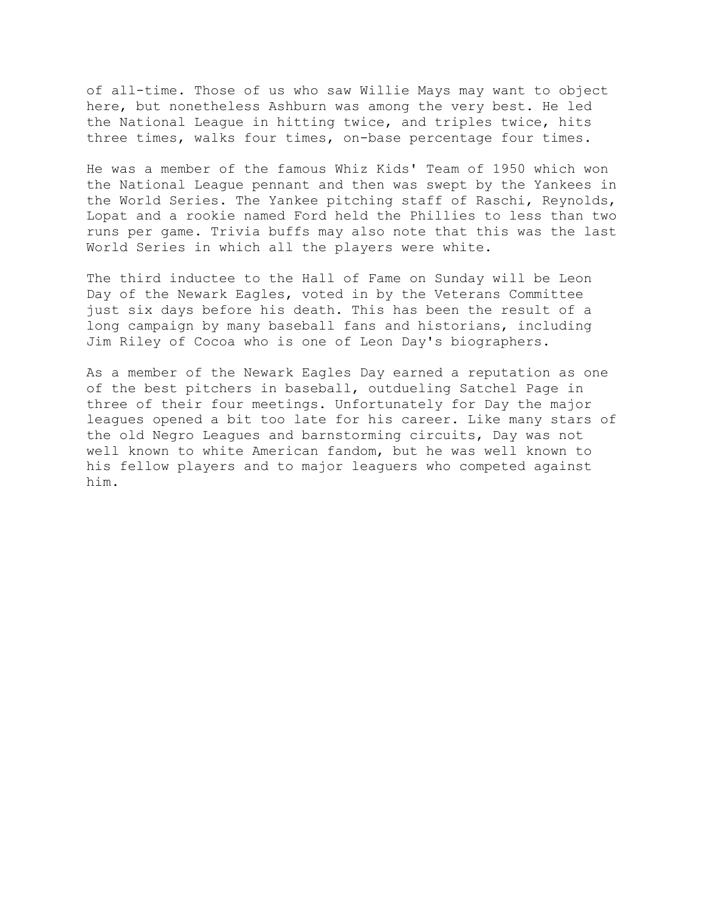of all-time. Those of us who saw Willie Mays may want to object here, but nonetheless Ashburn was among the very best. He led the National League in hitting twice, and triples twice, hits three times, walks four times, on-base percentage four times.

He was a member of the famous Whiz Kids' Team of 1950 which won the National League pennant and then was swept by the Yankees in the World Series. The Yankee pitching staff of Raschi, Reynolds, Lopat and a rookie named Ford held the Phillies to less than two runs per game. Trivia buffs may also note that this was the last World Series in which all the players were white.

The third inductee to the Hall of Fame on Sunday will be Leon Day of the Newark Eagles, voted in by the Veterans Committee just six days before his death. This has been the result of a long campaign by many baseball fans and historians, including Jim Riley of Cocoa who is one of Leon Day's biographers.

As a member of the Newark Eagles Day earned a reputation as one of the best pitchers in baseball, outdueling Satchel Page in three of their four meetings. Unfortunately for Day the major leagues opened a bit too late for his career. Like many stars of the old Negro Leagues and barnstorming circuits, Day was not well known to white American fandom, but he was well known to his fellow players and to major leaguers who competed against him.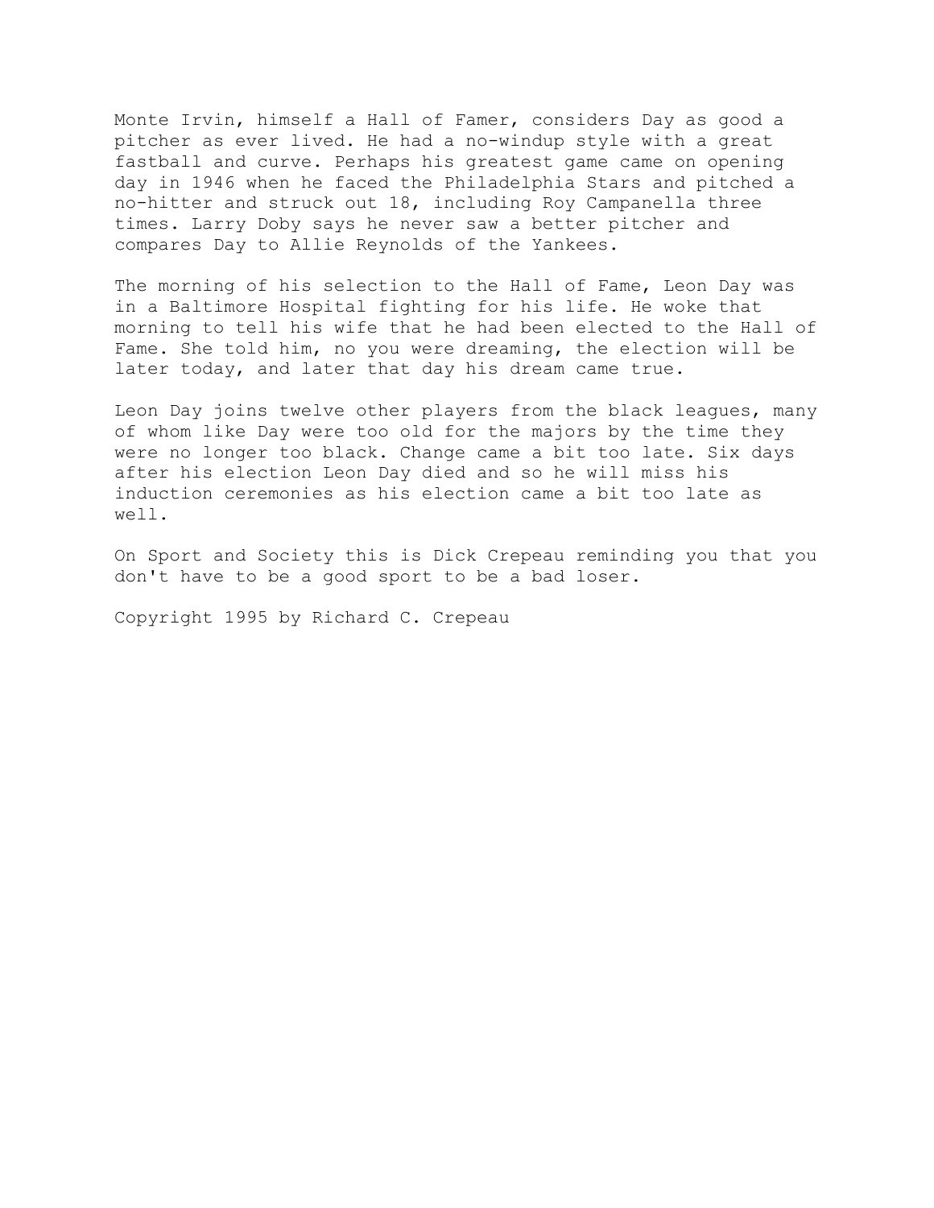Monte Irvin, himself a Hall of Famer, considers Day as good a pitcher as ever lived. He had a no-windup style with a great fastball and curve. Perhaps his greatest game came on opening day in 1946 when he faced the Philadelphia Stars and pitched a no-hitter and struck out 18, including Roy Campanella three times. Larry Doby says he never saw a better pitcher and compares Day to Allie Reynolds of the Yankees.

The morning of his selection to the Hall of Fame, Leon Day was in a Baltimore Hospital fighting for his life. He woke that morning to tell his wife that he had been elected to the Hall of Fame. She told him, no you were dreaming, the election will be later today, and later that day his dream came true.

Leon Day joins twelve other players from the black leagues, many of whom like Day were too old for the majors by the time they were no longer too black. Change came a bit too late. Six days after his election Leon Day died and so he will miss his induction ceremonies as his election came a bit too late as well.

On Sport and Society this is Dick Crepeau reminding you that you don't have to be a good sport to be a bad loser.

Copyright 1995 by Richard C. Crepeau